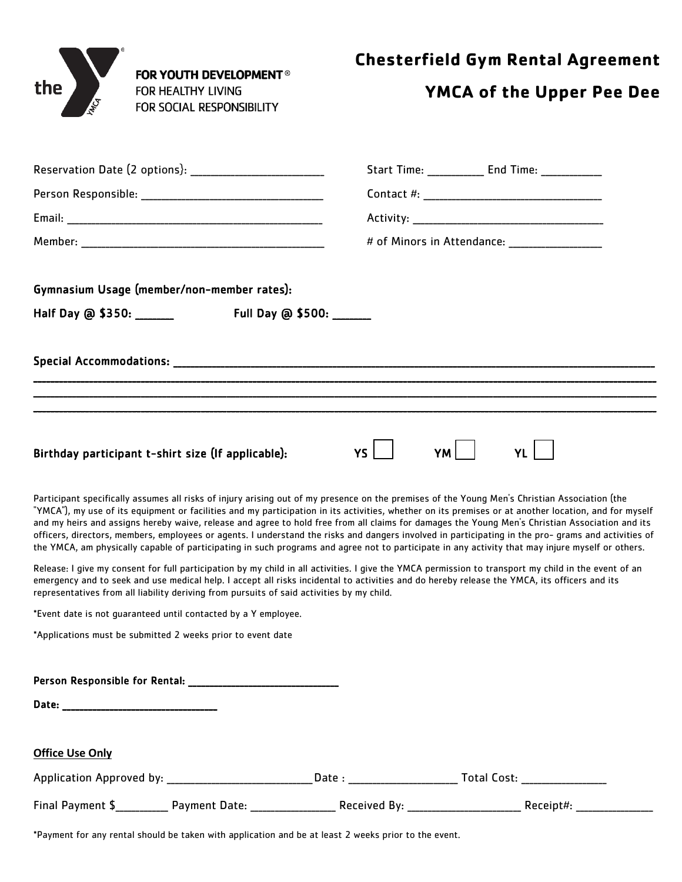the FOR YOUTH DEVELOPMENT®
FOR HEALTHY LIVING
FOR SOCIAL RESPONSIBILITY

# Chesterfield Gym Rental Agreement

## YMCA of the Upper Pee Dee

Reservation Date (2 options): ______________________ Start Time: _________ End Time: __________

Person Responsible: ______________________________ Contact #: ______________________________

Email: __________________________________________ Activity: _______________________________

Member: ________________________________________ # of Minors in Attendance: _______________

**Gymnasium Usage (member/non-member rates):**

**Half Day @ $350: ______** **Full Day @ $500: ______**

**Special Accommodations:** ______________________________________________________________________
______________________________________________________________________________________________
______________________________________________________________________________________________
______________________________________________________________________________________________

**Birthday participant t-shirt size (If applicable):** **YS** ☐ **YM** ☐ **YL** ☐

Participant specifically assumes all risks of injury arising out of my presence on the premises of the Young Men's Christian Association (the "YMCA"), my use of its equipment or facilities and my participation in its activities, whether on its premises or at another location, and for myself and my heirs and assigns hereby waive, release and agree to hold free from all claims for damages the Young Men's Christian Association and its officers, directors, members, employees or agents. I understand the risks and dangers involved in participating in the pro- grams and activities of the YMCA, am physically capable of participating in such programs and agree not to participate in any activity that may injure myself or others.

Release: I give my consent for full participation by my child in all activities. I give the YMCA permission to transport my child in the event of an emergency and to seek and use medical help. I accept all risks incidental to activities and do hereby release the YMCA, its officers and its representatives from all liability deriving from pursuits of said activities by my child.

*Event date is not guaranteed until contacted by a Y employee.

*Applications must be submitted 2 weeks prior to event date

**Person Responsible for Rental:** ____________________________

**Date:** ____________________________

**Office Use Only**

Application Approved by: ________________________ Date : _________________ Total Cost: ______________

Final Payment $_________ Payment Date: ______________ Received By: ___________________ Receipt#: _____________

*Payment for any rental should be taken with application and be at least 2 weeks prior to the event.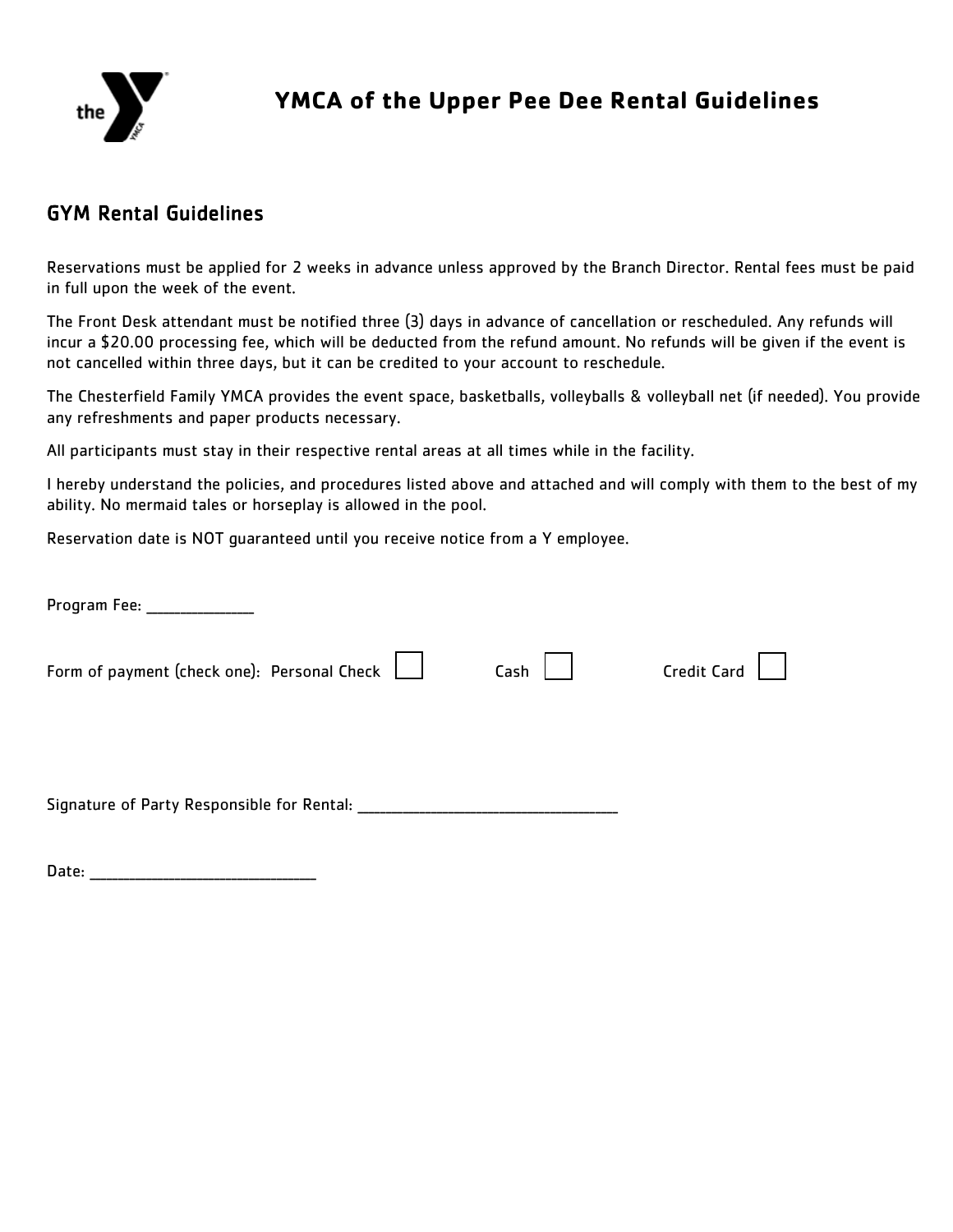# YMCA of the Upper Pee Dee Rental Guidelines

## GYM Rental Guidelines

Reservations must be applied for 2 weeks in advance unless approved by the Branch Director. Rental fees must be paid in full upon the week of the event.

The Front Desk attendant must be notified three (3) days in advance of cancellation or rescheduled. Any refunds will incur a $20.00 processing fee, which will be deducted from the refund amount. No refunds will be given if the event is not cancelled within three days, but it can be credited to your account to reschedule.

The Chesterfield Family YMCA provides the event space, basketballs, volleyballs & volleyball net (if needed). You provide any refreshments and paper products necessary.

All participants must stay in their respective rental areas at all times while in the facility.

I hereby understand the policies, and procedures listed above and attached and will comply with them to the best of my ability. No mermaid tales or horseplay is allowed in the pool.

Reservation date is NOT guaranteed until you receive notice from a Y employee.

Program Fee: ______________

Form of payment (check one): Personal Check ☐ Cash ☐ Credit Card ☐

Signature of Party Responsible for Rental: ________________________________

Date: _____________________________